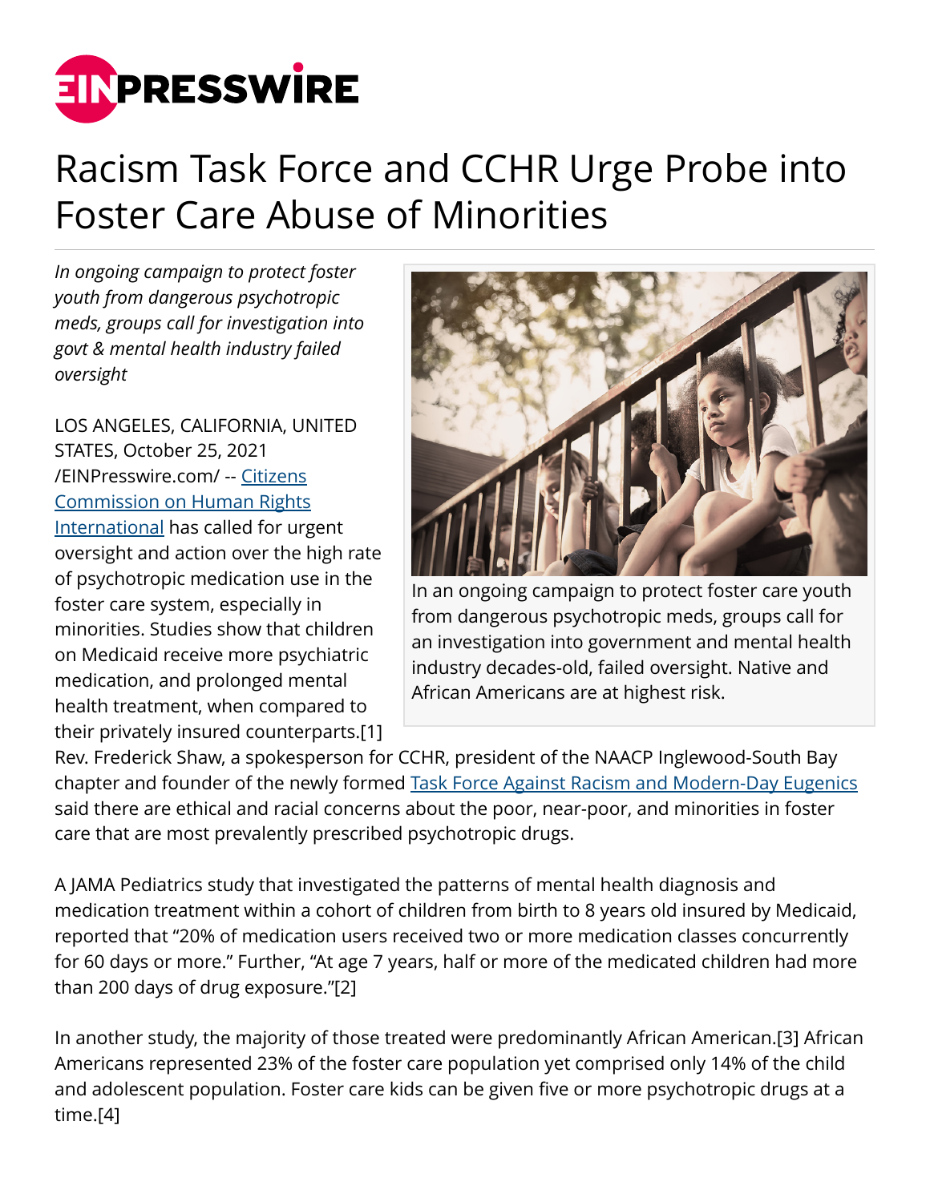# Racism Task Force and CCHR Urge Probe into Foster Care Abuse of Minorities

*In ongoing campaign to protect foster youth from dangerous psychotropic meds, groups call for investigation into govt & mental health industry failed oversight*

In an ongoing campaign to protect foster care youth from dangerous psychotropic meds, groups call for an investigation into government and mental health industry decades-old, failed oversight. Native and African Americans are at highest risk.

LOS ANGELES, CALIFORNIA, UNITED STATES, October 25, 2021 /EINPresswire.com/ -- Citizens Commission on Human Rights International has called for urgent oversight and action over the high rate of psychotropic medication use in the foster care system, especially in minorities. Studies show that children on Medicaid receive more psychiatric medication, and prolonged mental health treatment, when compared to their privately insured counterparts.[1]

Rev. Frederick Shaw, a spokesperson for CCHR, president of the NAACP Inglewood-South Bay chapter and founder of the newly formed Task Force Against Racism and Modern-Day Eugenics said there are ethical and racial concerns about the poor, near-poor, and minorities in foster care that are most prevalently prescribed psychotropic drugs.

A JAMA Pediatrics study that investigated the patterns of mental health diagnosis and medication treatment within a cohort of children from birth to 8 years old insured by Medicaid, reported that "20% of medication users received two or more medication classes concurrently for 60 days or more." Further, "At age 7 years, half or more of the medicated children had more than 200 days of drug exposure."[2]

In another study, the majority of those treated were predominantly African American.[3] African Americans represented 23% of the foster care population yet comprised only 14% of the child and adolescent population. Foster care kids can be given five or more psychotropic drugs at a time.[4]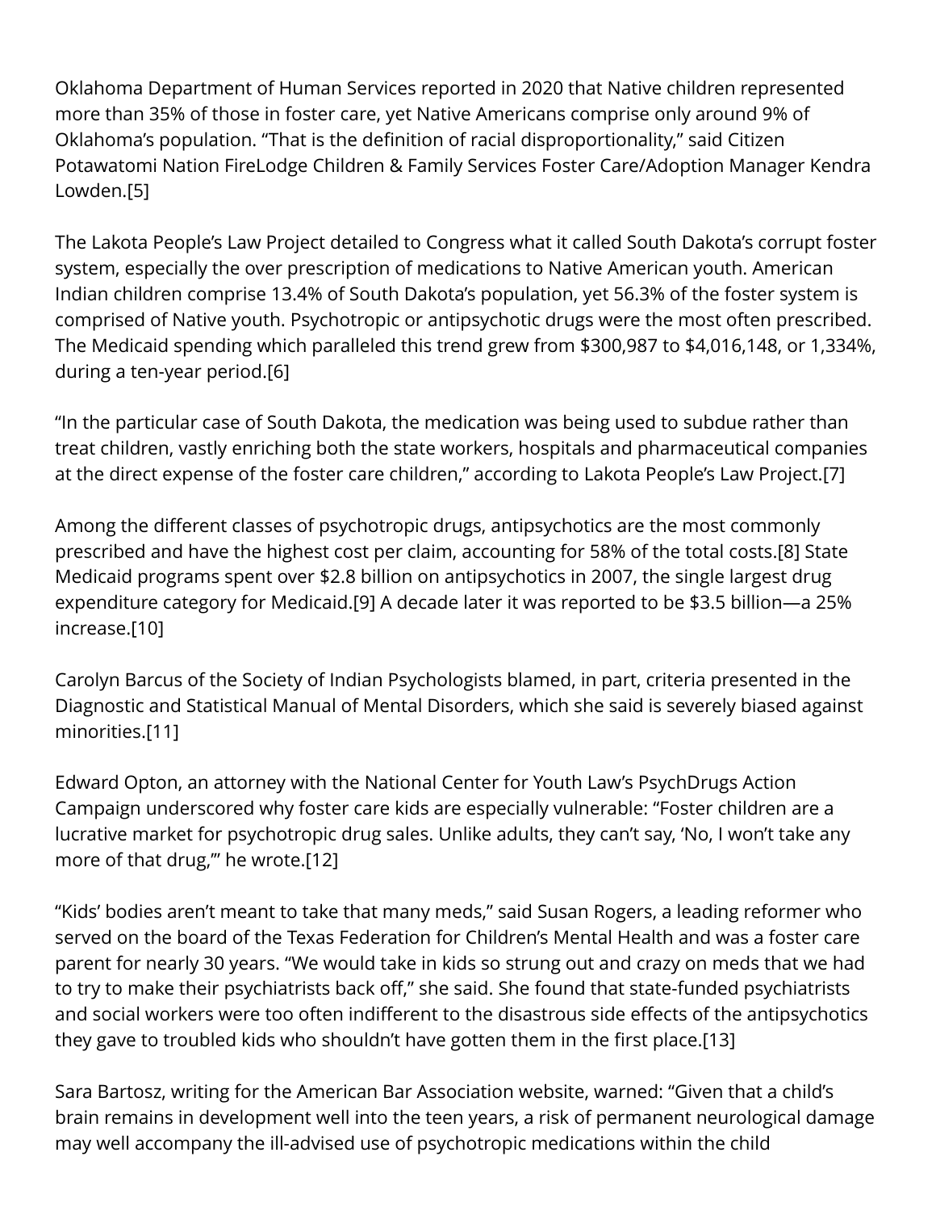Oklahoma Department of Human Services reported in 2020 that Native children represented more than 35% of those in foster care, yet Native Americans comprise only around 9% of Oklahoma's population. "That is the definition of racial disproportionality," said Citizen Potawatomi Nation FireLodge Children & Family Services Foster Care/Adoption Manager Kendra Lowden.[5]

The Lakota People's Law Project detailed to Congress what it called South Dakota's corrupt foster system, especially the over prescription of medications to Native American youth. American Indian children comprise 13.4% of South Dakota's population, yet 56.3% of the foster system is comprised of Native youth. Psychotropic or antipsychotic drugs were the most often prescribed. The Medicaid spending which paralleled this trend grew from $300,987 to $4,016,148, or 1,334%, during a ten-year period.[6]

"In the particular case of South Dakota, the medication was being used to subdue rather than treat children, vastly enriching both the state workers, hospitals and pharmaceutical companies at the direct expense of the foster care children," according to Lakota People's Law Project.[7]

Among the different classes of psychotropic drugs, antipsychotics are the most commonly prescribed and have the highest cost per claim, accounting for 58% of the total costs.[8] State Medicaid programs spent over $2.8 billion on antipsychotics in 2007, the single largest drug expenditure category for Medicaid.[9] A decade later it was reported to be $3.5 billion—a 25% increase.[10]

Carolyn Barcus of the Society of Indian Psychologists blamed, in part, criteria presented in the Diagnostic and Statistical Manual of Mental Disorders, which she said is severely biased against minorities.[11]

Edward Opton, an attorney with the National Center for Youth Law's PsychDrugs Action Campaign underscored why foster care kids are especially vulnerable: "Foster children are a lucrative market for psychotropic drug sales. Unlike adults, they can't say, 'No, I won't take any more of that drug,'" he wrote.[12]

"Kids' bodies aren't meant to take that many meds," said Susan Rogers, a leading reformer who served on the board of the Texas Federation for Children's Mental Health and was a foster care parent for nearly 30 years. "We would take in kids so strung out and crazy on meds that we had to try to make their psychiatrists back off," she said. She found that state-funded psychiatrists and social workers were too often indifferent to the disastrous side effects of the antipsychotics they gave to troubled kids who shouldn't have gotten them in the first place.[13]

Sara Bartosz, writing for the American Bar Association website, warned: "Given that a child's brain remains in development well into the teen years, a risk of permanent neurological damage may well accompany the ill-advised use of psychotropic medications within the child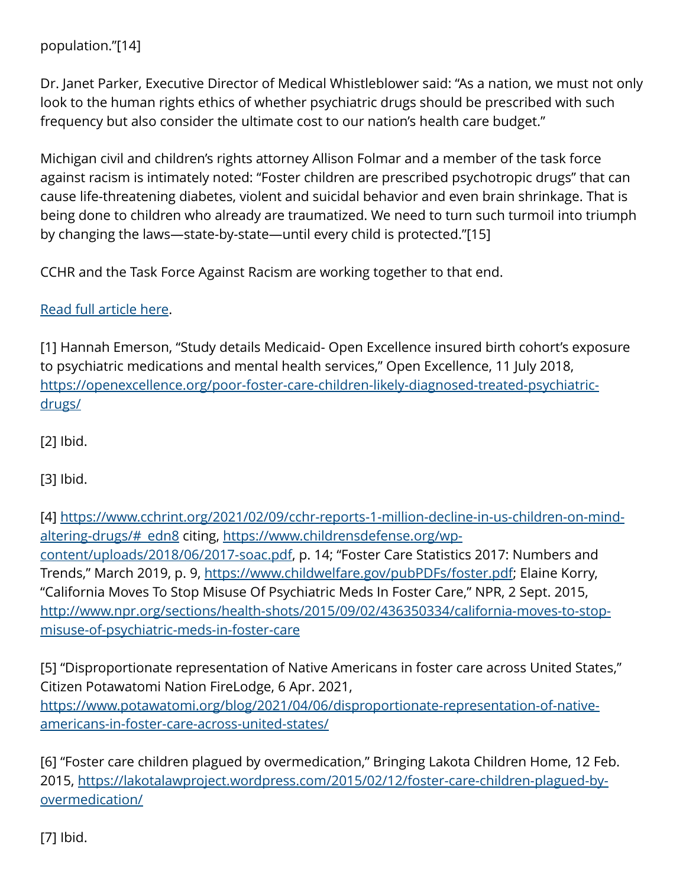population."[14]

Dr. Janet Parker, Executive Director of Medical Whistleblower said: "As a nation, we must not only look to the human rights ethics of whether psychiatric drugs should be prescribed with such frequency but also consider the ultimate cost to our nation's health care budget."

Michigan civil and children's rights attorney Allison Folmar and a member of the task force against racism is intimately noted: "Foster children are prescribed psychotropic drugs" that can cause life-threatening diabetes, violent and suicidal behavior and even brain shrinkage. That is being done to children who already are traumatized. We need to turn such turmoil into triumph by changing the laws—state-by-state—until every child is protected."[15]

CCHR and the Task Force Against Racism are working together to that end.

[Read full article here](#).

[1] Hannah Emerson, "Study details Medicaid- Open Excellence insured birth cohort's exposure to psychiatric medications and mental health services," Open Excellence, 11 July 2018, https://openexcellence.org/poor-foster-care-children-likely-diagnosed-treated-psychiatric-drugs/

[2] Ibid.

[3] Ibid.

[4] https://www.cchrint.org/2021/02/09/cchr-reports-1-million-decline-in-us-children-on-mind-altering-drugs/#_edn8 citing, https://www.childrensdefense.org/wp-content/uploads/2018/06/2017-soac.pdf, p. 14; "Foster Care Statistics 2017: Numbers and Trends," March 2019, p. 9, https://www.childwelfare.gov/pubPDFs/foster.pdf; Elaine Korry, "California Moves To Stop Misuse Of Psychiatric Meds In Foster Care," NPR, 2 Sept. 2015, http://www.npr.org/sections/health-shots/2015/09/02/436350334/california-moves-to-stop-misuse-of-psychiatric-meds-in-foster-care

[5] "Disproportionate representation of Native Americans in foster care across United States," Citizen Potawatomi Nation FireLodge, 6 Apr. 2021, https://www.potawatomi.org/blog/2021/04/06/disproportionate-representation-of-native-americans-in-foster-care-across-united-states/

[6] "Foster care children plagued by overmedication," Bringing Lakota Children Home, 12 Feb. 2015, https://lakotalawproject.wordpress.com/2015/02/12/foster-care-children-plagued-by-overmedication/

[7] Ibid.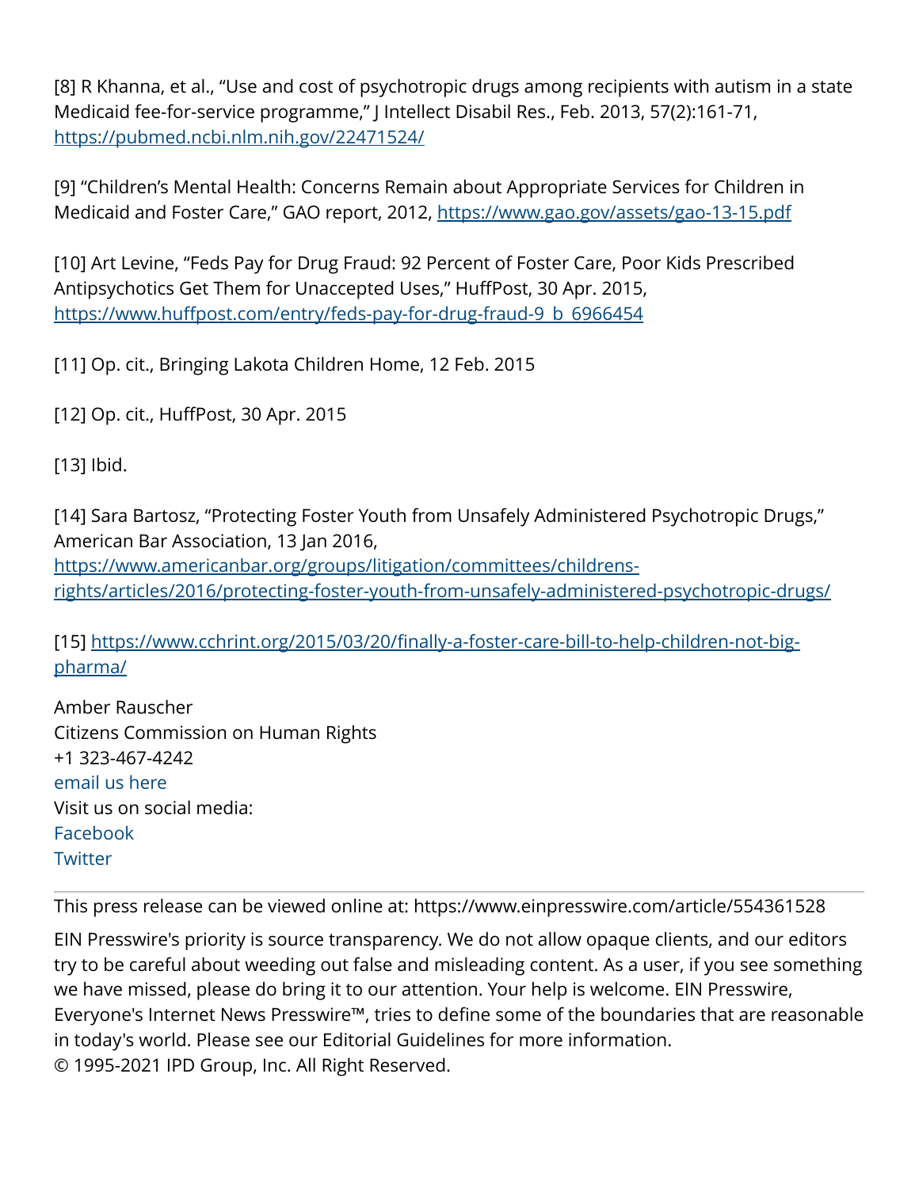[8] R Khanna, et al., "Use and cost of psychotropic drugs among recipients with autism in a state Medicaid fee-for-service programme," J Intellect Disabil Res., Feb. 2013, 57(2):161-71, https://pubmed.ncbi.nlm.nih.gov/22471524/

[9] "Children's Mental Health: Concerns Remain about Appropriate Services for Children in Medicaid and Foster Care," GAO report, 2012, https://www.gao.gov/assets/gao-13-15.pdf

[10] Art Levine, "Feds Pay for Drug Fraud: 92 Percent of Foster Care, Poor Kids Prescribed Antipsychotics Get Them for Unaccepted Uses," HuffPost, 30 Apr. 2015, https://www.huffpost.com/entry/feds-pay-for-drug-fraud-9_b_6966454

[11] Op. cit., Bringing Lakota Children Home, 12 Feb. 2015

[12] Op. cit., HuffPost, 30 Apr. 2015

[13] Ibid.

[14] Sara Bartosz, "Protecting Foster Youth from Unsafely Administered Psychotropic Drugs," American Bar Association, 13 Jan 2016, https://www.americanbar.org/groups/litigation/committees/childrens-rights/articles/2016/protecting-foster-youth-from-unsafely-administered-psychotropic-drugs/

[15] https://www.cchrint.org/2015/03/20/finally-a-foster-care-bill-to-help-children-not-big-pharma/

Amber Rauscher
Citizens Commission on Human Rights
+1 323-467-4242
email us here
Visit us on social media:
Facebook
Twitter

---

This press release can be viewed online at: https://www.einpresswire.com/article/554361528

EIN Presswire's priority is source transparency. We do not allow opaque clients, and our editors try to be careful about weeding out false and misleading content. As a user, if you see something we have missed, please do bring it to our attention. Your help is welcome. EIN Presswire, Everyone's Internet News Presswire™, tries to define some of the boundaries that are reasonable in today's world. Please see our Editorial Guidelines for more information.
© 1995-2021 IPD Group, Inc. All Right Reserved.